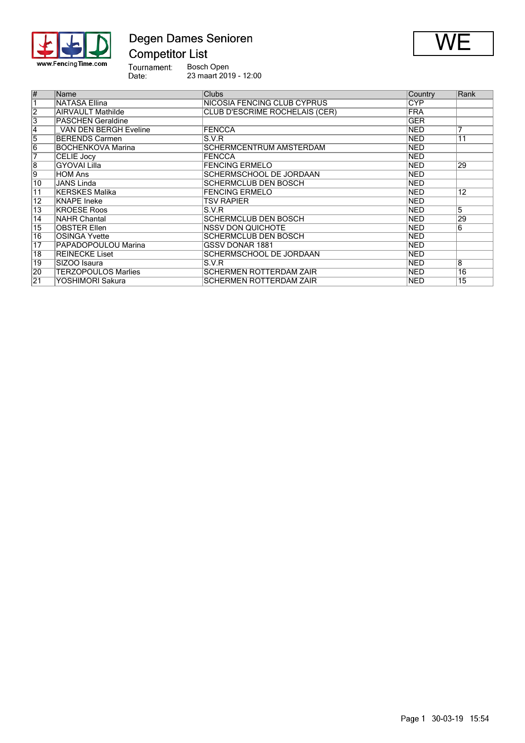# Degen Dames Senioren

## Competitor List

WE

Tournament: Bosch Open
Date: 23 maart 2019 - 12:00

| # | Name | Clubs | Country | Rank |
|---|---|---|---|---|
| 1 | NATASA Ellina | NICOSIA FENCING CLUB CYPRUS | CYP | |
| 2 | AIRVAULT Mathilde | CLUB D'ESCRIME ROCHELAIS (CER) | FRA | |
| 3 | PASCHEN Geraldine | | GER | |
| 4 | _VAN DEN BERGH Eveline | FENCCA | NED | 7 |
| 5 | BERENDS Carmen | S.V.R | NED | 11 |
| 6 | BOCHENKOVA Marina | SCHERMCENTRUM AMSTERDAM | NED | |
| 7 | CELIE Jocy | FENCCA | NED | |
| 8 | GYOVAI Lilla | FENCING ERMELO | NED | 29 |
| 9 | HOM Ans | SCHERMSCHOOL DE JORDAAN | NED | |
| 10 | JANS Linda | SCHERMCLUB DEN BOSCH | NED | |
| 11 | KERSKES Malika | FENCING ERMELO | NED | 12 |
| 12 | KNAPE Ineke | TSV RAPIER | NED | |
| 13 | KROESE Roos | S.V.R | NED | 5 |
| 14 | NAHR Chantal | SCHERMCLUB DEN BOSCH | NED | 29 |
| 15 | OBSTER Ellen | NSSV DON QUICHOTE | NED | 6 |
| 16 | OSINGA Yvette | SCHERMCLUB DEN BOSCH | NED | |
| 17 | PAPADOPOULOU Marina | GSSV DONAR 1881 | NED | |
| 18 | REINECKE Liset | SCHERMSCHOOL DE JORDAAN | NED | |
| 19 | SIZOO Isaura | S.V.R | NED | 8 |
| 20 | TERZOPOULOS Marlies | SCHERMEN ROTTERDAM ZAIR | NED | 16 |
| 21 | YOSHIMORI Sakura | SCHERMEN ROTTERDAM ZAIR | NED | 15 |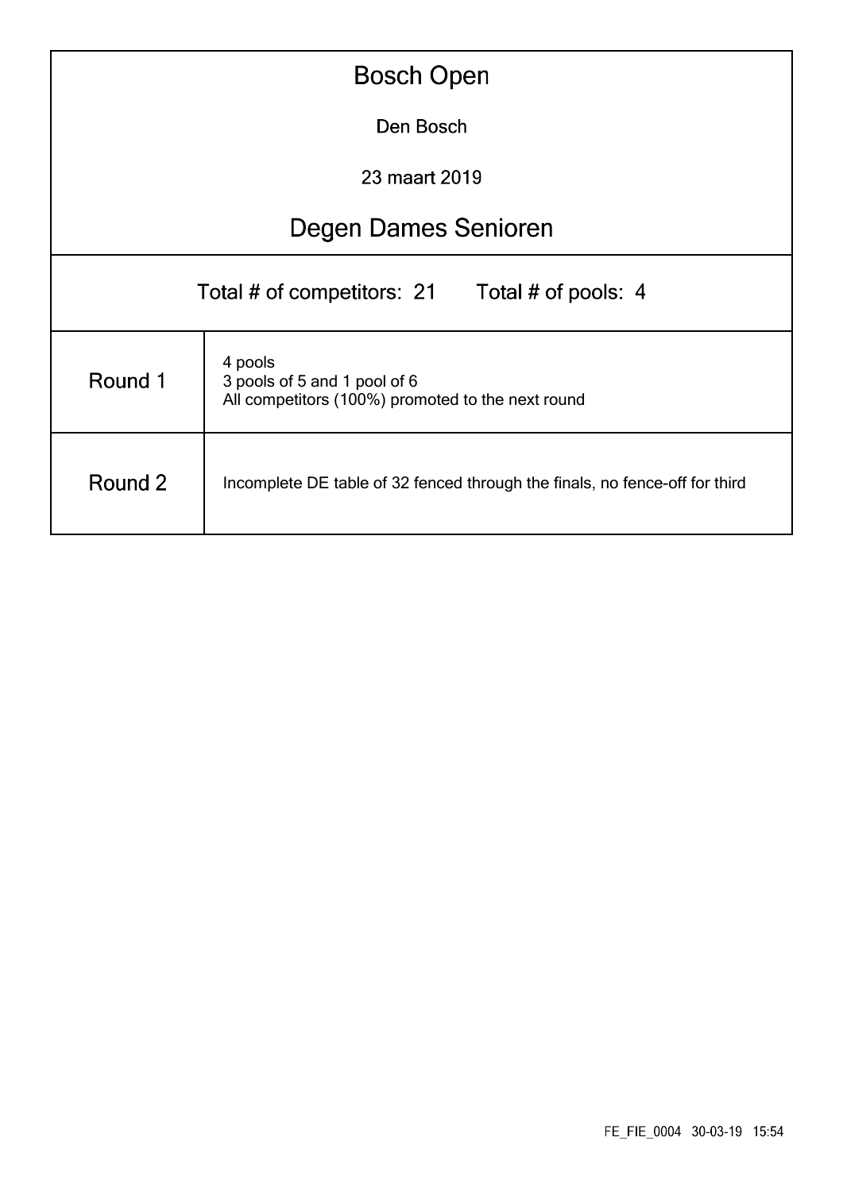# Bosch Open

Den Bosch

23 maart 2019

## Degen Dames Senioren

Total # of competitors: 21 Total # of pools: 4

| | |
|---|---|
| Round 1 | 4 pools<br>3 pools of 5 and 1 pool of 6<br>All competitors (100%) promoted to the next round |
| Round 2 | Incomplete DE table of 32 fenced through the finals, no fence-off for third |

FE_FIE_0004 30-03-19 15:54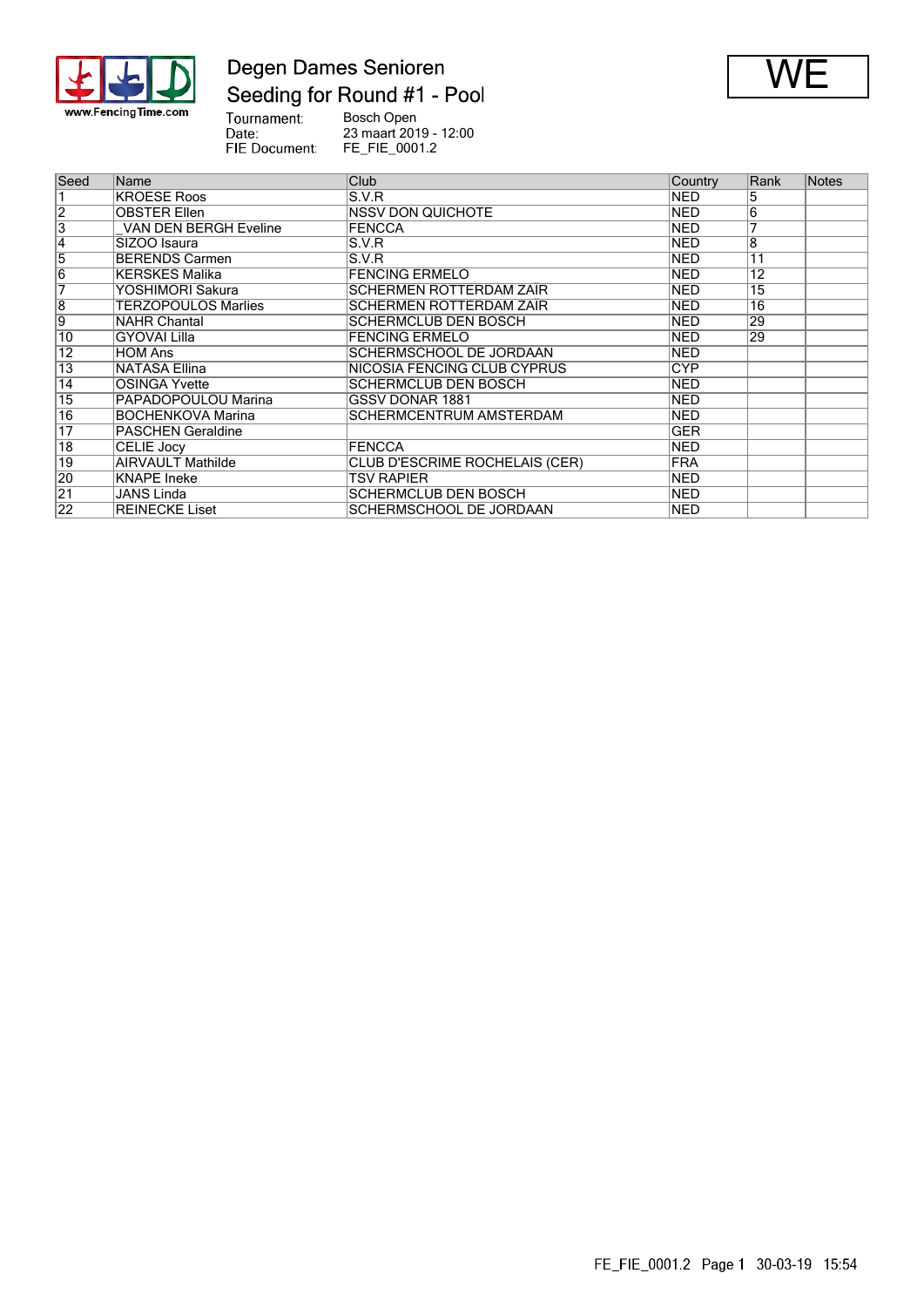# Degen Dames Senioren

## Seeding for Round #1 - Pool

**WE**

Tournament: Bosch Open
Date: 23 maart 2019 - 12:00
FIE Document: FE_FIE_0001.2

| Seed | Name | Club | Country | Rank | Notes |
|---|---|---|---|---|---|
| 1 | KROESE Roos | S.V.R | NED | 5 | |
| 2 | OBSTER Ellen | NSSV DON QUICHOTE | NED | 6 | |
| 3 | _VAN DEN BERGH Eveline | FENCCA | NED | 7 | |
| 4 | SIZOO Isaura | S.V.R | NED | 8 | |
| 5 | BERENDS Carmen | S.V.R | NED | 11 | |
| 6 | KERSKES Malika | FENCING ERMELO | NED | 12 | |
| 7 | YOSHIMORI Sakura | SCHERMEN ROTTERDAM ZAÏR | NED | 15 | |
| 8 | TERZOPOULOS Marlies | SCHERMEN ROTTERDAM ZAÏR | NED | 16 | |
| 9 | NAHR Chantal | SCHERMCLUB DEN BOSCH | NED | 29 | |
| 10 | GYOVAI Lilla | FENCING ERMELO | NED | 29 | |
| 12 | HOM Ans | SCHERMSCHOOL DE JORDAAN | NED | | |
| 13 | NATASA Ellina | NICOSIA FENCING CLUB CYPRUS | CYP | | |
| 14 | OSINGA Yvette | SCHERMCLUB DEN BOSCH | NED | | |
| 15 | PAPADOPOULOU Marina | GSSV DONAR 1881 | NED | | |
| 16 | BOCHENKOVA Marina | SCHERMCENTRUM AMSTERDAM | NED | | |
| 17 | PASCHEN Geraldine | | GER | | |
| 18 | CELIE Jocy | FENCCA | NED | | |
| 19 | AIRVAULT Mathilde | CLUB D'ESCRIME ROCHELAIS (CER) | FRA | | |
| 20 | KNAPE Ineke | TSV RAPIER | NED | | |
| 21 | JANS Linda | SCHERMCLUB DEN BOSCH | NED | | |
| 22 | REINECKE Liset | SCHERMSCHOOL DE JORDAAN | NED | | |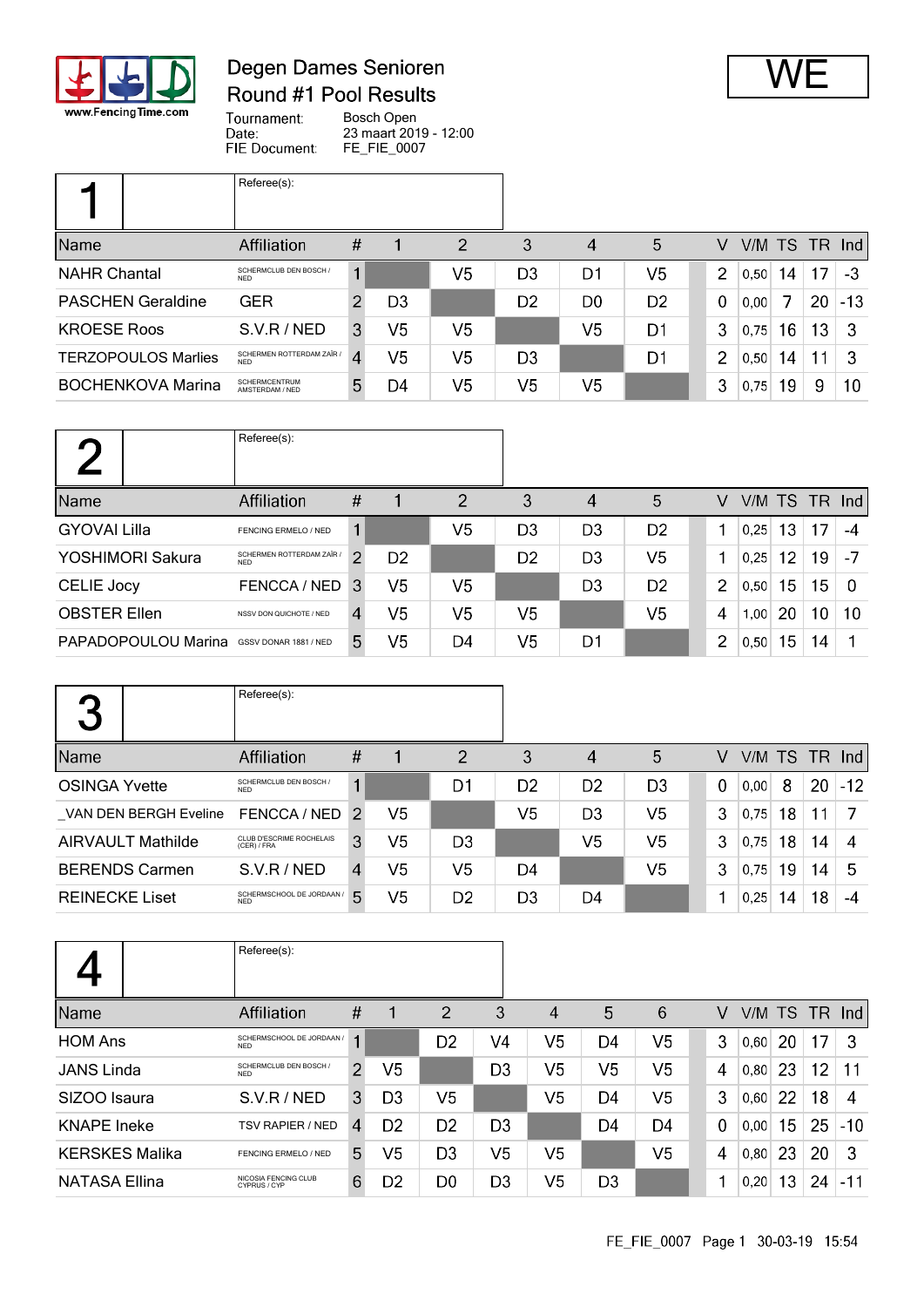# Degen Dames Senioren

## Round #1 Pool Results

**WE**

Tournament: Bosch Open
Date: 23 maart 2019 - 12:00
FIE Document: FE_FIE_0007

### Pool 1

Referee(s):

| Name | Affiliation | # | 1 | 2 | 3 | 4 | 5 | V | V/M | TS | TR | Ind |
|---|---|---|---|---|---|---|---|---|---|---|---|---|
| NAHR Chantal | SCHERMCLUB DEN BOSCH / NED | 1 | | V5 | D3 | D1 | V5 | 2 | 0,50 | 14 | 17 | -3 |
| PASCHEN Geraldine | GER | 2 | D3 | | D2 | D0 | D2 | 0 | 0,00 | 7 | 20 | -13 |
| KROESE Roos | S.V.R / NED | 3 | V5 | V5 | | V5 | D1 | 3 | 0,75 | 16 | 13 | 3 |
| TERZOPOULOS Marlies | SCHERMEN ROTTERDAM ZAÏR / NED | 4 | V5 | V5 | D3 | | D1 | 2 | 0,50 | 14 | 11 | 3 |
| BOCHENKOVA Marina | SCHERMCENTRUM AMSTERDAM / NED | 5 | D4 | V5 | V5 | V5 | | 3 | 0,75 | 19 | 9 | 10 |

### Pool 2

Referee(s):

| Name | Affiliation | # | 1 | 2 | 3 | 4 | 5 | V | V/M | TS | TR | Ind |
|---|---|---|---|---|---|---|---|---|---|---|---|---|
| GYOVAI Lilla | FENCING ERMELO / NED | 1 | | V5 | D3 | D3 | D2 | 1 | 0,25 | 13 | 17 | -4 |
| YOSHIMORI Sakura | SCHERMEN ROTTERDAM ZAÏR / NED | 2 | D2 | | D2 | D3 | V5 | 1 | 0,25 | 12 | 19 | -7 |
| CELIE Jocy | FENCCA / NED | 3 | V5 | V5 | | D3 | D2 | 2 | 0,50 | 15 | 15 | 0 |
| OBSTER Ellen | NSSV DON QUICHOTE / NED | 4 | V5 | V5 | V5 | | V5 | 4 | 1,00 | 20 | 10 | 10 |
| PAPADOPOULOU Marina | GSSV DONAR 1881 / NED | 5 | V5 | D4 | V5 | D1 | | 2 | 0,50 | 15 | 14 | 1 |

### Pool 3

Referee(s):

| Name | Affiliation | # | 1 | 2 | 3 | 4 | 5 | V | V/M | TS | TR | Ind |
|---|---|---|---|---|---|---|---|---|---|---|---|---|
| OSINGA Yvette | SCHERMCLUB DEN BOSCH / NED | 1 | | D1 | D2 | D2 | D3 | 0 | 0,00 | 8 | 20 | -12 |
| _VAN DEN BERGH Eveline | FENCCA / NED | 2 | V5 | | V5 | D3 | V5 | 3 | 0,75 | 18 | 11 | 7 |
| AIRVAULT Mathilde | CLUB D'ESCRIME ROCHELAIS (CER) / FRA | 3 | V5 | D3 | | V5 | V5 | 3 | 0,75 | 18 | 14 | 4 |
| BERENDS Carmen | S.V.R / NED | 4 | V5 | V5 | D4 | | V5 | 3 | 0,75 | 19 | 14 | 5 |
| REINECKE Liset | SCHERMSCHOOL DE JORDAAN / NED | 5 | V5 | D2 | D3 | D4 | | 1 | 0,25 | 14 | 18 | -4 |

### Pool 4

Referee(s):

| Name | Affiliation | # | 1 | 2 | 3 | 4 | 5 | 6 | V | V/M | TS | TR | Ind |
|---|---|---|---|---|---|---|---|---|---|---|---|---|---|
| HOM Ans | SCHERMSCHOOL DE JORDAAN / NED | 1 | | D2 | V4 | V5 | D4 | V5 | 3 | 0,60 | 20 | 17 | 3 |
| JANS Linda | SCHERMCLUB DEN BOSCH / NED | 2 | V5 | | D3 | V5 | V5 | V5 | 4 | 0,80 | 23 | 12 | 11 |
| SIZOO Isaura | S.V.R / NED | 3 | D3 | V5 | | V5 | D4 | V5 | 3 | 0,60 | 22 | 18 | 4 |
| KNAPE Ineke | TSV RAPIER / NED | 4 | D2 | D2 | D3 | | D4 | D4 | 0 | 0,00 | 15 | 25 | -10 |
| KERSKES Malika | FENCING ERMELO / NED | 5 | V5 | D3 | V5 | V5 | | V5 | 4 | 0,80 | 23 | 20 | 3 |
| NATASA Ellina | NICOSIA FENCING CLUB CYPRUS / CYP | 6 | D2 | D0 | D3 | V5 | D3 | | 1 | 0,20 | 13 | 24 | -11 |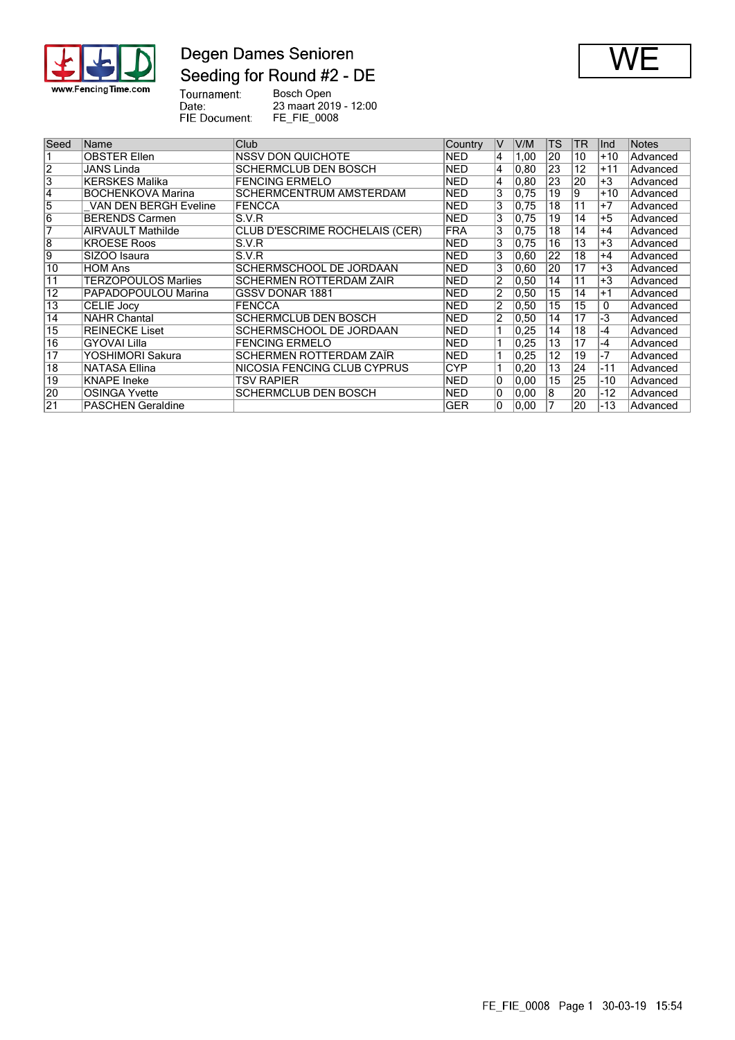# Degen Dames Senioren

## Seeding for Round #2 - DE

**WE**

Tournament: Bosch Open
Date: 23 maart 2019 - 12:00
FIE Document: FE_FIE_0008

| Seed | Name | Club | Country | V | V/M | TS | TR | Ind | Notes |
|---|---|---|---|---|---|---|---|---|---|
| 1 | OBSTER Ellen | NSSV DON QUICHOTE | NED | 4 | 1,00 | 20 | 10 | +10 | Advanced |
| 2 | JANS Linda | SCHERMCLUB DEN BOSCH | NED | 4 | 0,80 | 23 | 12 | +11 | Advanced |
| 3 | KERSKES Malika | FENCING ERMELO | NED | 4 | 0,80 | 23 | 20 | +3 | Advanced |
| 4 | BOCHENKOVA Marina | SCHERMCENTRUM AMSTERDAM | NED | 3 | 0,75 | 19 | 9 | +10 | Advanced |
| 5 | _VAN DEN BERGH Eveline | FENCCA | NED | 3 | 0,75 | 18 | 11 | +7 | Advanced |
| 6 | BERENDS Carmen | S.V.R | NED | 3 | 0,75 | 19 | 14 | +5 | Advanced |
| 7 | AIRVAULT Mathilde | CLUB D'ESCRIME ROCHELAIS (CER) | FRA | 3 | 0,75 | 18 | 14 | +4 | Advanced |
| 8 | KROESE Roos | S.V.R | NED | 3 | 0,75 | 16 | 13 | +3 | Advanced |
| 9 | SIZOO Isaura | S.V.R | NED | 3 | 0,60 | 22 | 18 | +4 | Advanced |
| 10 | HOM Ans | SCHERMSCHOOL DE JORDAAN | NED | 3 | 0,60 | 20 | 17 | +3 | Advanced |
| 11 | TERZOPOULOS Marlies | SCHERMEN ROTTERDAM ZAIR | NED | 2 | 0,50 | 14 | 11 | +3 | Advanced |
| 12 | PAPADOPOULOU Marina | GSSV DONAR 1881 | NED | 2 | 0,50 | 15 | 14 | +1 | Advanced |
| 13 | CELIE Jocy | FENCCA | NED | 2 | 0,50 | 15 | 15 | 0 | Advanced |
| 14 | NAHR Chantal | SCHERMCLUB DEN BOSCH | NED | 2 | 0,50 | 14 | 17 | -3 | Advanced |
| 15 | REINECKE Liset | SCHERMSCHOOL DE JORDAAN | NED | 1 | 0,25 | 14 | 18 | -4 | Advanced |
| 16 | GYOVAI Lilla | FENCING ERMELO | NED | 1 | 0,25 | 13 | 17 | -4 | Advanced |
| 17 | YOSHIMORI Sakura | SCHERMEN ROTTERDAM ZAÏR | NED | 1 | 0,25 | 12 | 19 | -7 | Advanced |
| 18 | NATASA Ellina | NICOSIA FENCING CLUB CYPRUS | CYP | 1 | 0,20 | 13 | 24 | -11 | Advanced |
| 19 | KNAPE Ineke | TSV RAPIER | NED | 0 | 0,00 | 15 | 25 | -10 | Advanced |
| 20 | OSINGA Yvette | SCHERMCLUB DEN BOSCH | NED | 0 | 0,00 | 8 | 20 | -12 | Advanced |
| 21 | PASCHEN Geraldine | | GER | 0 | 0,00 | 7 | 20 | -13 | Advanced |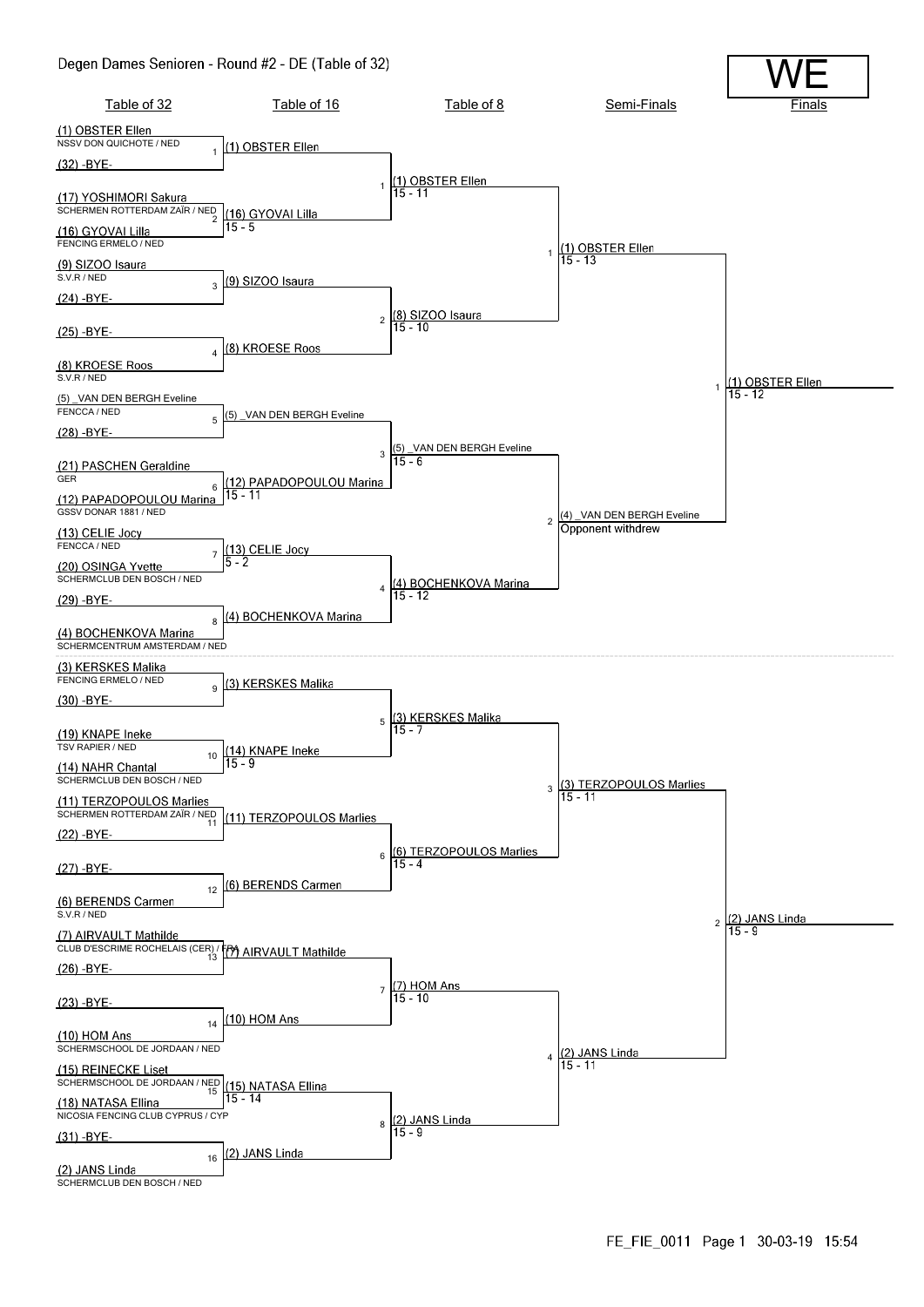# Degen Dames Senioren - Round #2 - DE (Table of 32)

**WE**

## Table of 32

| Bout | Fencer 1 | Club 1 | Fencer 2 | Club 2 |
|---|---|---|---|---|
| 1 | (1) OBSTER Ellen | NSSV DON QUICHOTE / NED | (32) -BYE- | |
| 2 | (17) YOSHIMORI Sakura | SCHERMEN ROTTERDAM ZAÏR / NED | (16) GYOVAI Lilla | FENCING ERMELO / NED |
| 3 | (9) SIZOO Isaura | S.V.R / NED | (24) -BYE- | |
| 4 | (25) -BYE- | | (8) KROESE Roos | S.V.R / NED |
| 5 | (5) _VAN DEN BERGH Eveline | FENCCA / NED | (28) -BYE- | |
| 6 | (21) PASCHEN Geraldine | GER | (12) PAPADOPOULOU Marina | GSSV DONAR 1881 / NED |
| 7 | (13) CELIE Jocy | FENCCA / NED | (20) OSINGA Yvette | SCHERMCLUB DEN BOSCH / NED |
| 8 | (29) -BYE- | | (4) BOCHENKOVA Marina | SCHERMCENTRUM AMSTERDAM / NED |
| 9 | (3) KERSKES Malika | FENCING ERMELO / NED | (30) -BYE- | |
| 10 | (19) KNAPE Ineke | TSV RAPIER / NED | (14) NAHR Chantal | SCHERMCLUB DEN BOSCH / NED |
| 11 | (11) TERZOPOULOS Marlies | SCHERMEN ROTTERDAM ZAÏR / NED | (22) -BYE- | |
| 12 | (27) -BYE- | | (6) BERENDS Carmen | S.V.R / NED |
| 13 | (7) AIRVAULT Mathilde | CLUB D'ESCRIME ROCHELAIS (CER) / FRA | (26) -BYE- | |
| 14 | (23) -BYE- | | (10) HOM Ans | SCHERMSCHOOL DE JORDAAN / NED |
| 15 | (15) REINECKE Liset | SCHERMSCHOOL DE JORDAAN / NED | (18) NATASA Ellina | NICOSIA FENCING CLUB CYPRUS / CYP |
| 16 | (31) -BYE- | | (2) JANS Linda | SCHERMCLUB DEN BOSCH / NED |

## Table of 16

| Bout | Winner | Score |
|---|---|---|
| 1 | (1) OBSTER Ellen | |
| 2 | (16) GYOVAI Lilla | 15 - 5 |
| 3 | (9) SIZOO Isaura | |
| 4 | (8) KROESE Roos | |
| 5 | (5) _VAN DEN BERGH Eveline | |
| 6 | (12) PAPADOPOULOU Marina | 15 - 11 |
| 7 | (13) CELIE Jocy | 5 - 2 |
| 8 | (4) BOCHENKOVA Marina | |
| 9 | (3) KERSKES Malika | |
| 10 | (14) KNAPE Ineke | 15 - 9 |
| 11 | (11) TERZOPOULOS Marlies | |
| 12 | (6) BERENDS Carmen | |
| 13 | (7) AIRVAULT Mathilde | |
| 14 | (10) HOM Ans | |
| 15 | (15) NATASA Ellina | 15 - 14 |
| 16 | (2) JANS Linda | |

## Table of 8

| Bout | Winner | Score |
|---|---|---|
| 1 | (1) OBSTER Ellen | 15 - 11 |
| 2 | (8) SIZOO Isaura | 15 - 10 |
| 3 | (5) _VAN DEN BERGH Eveline | 15 - 6 |
| 4 | (4) BOCHENKOVA Marina | 15 - 12 |
| 5 | (3) KERSKES Malika | 15 - 7 |
| 6 | (6) TERZOPOULOS Marlies | 15 - 4 |
| 7 | (7) HOM Ans | 15 - 10 |
| 8 | (2) JANS Linda | 15 - 9 |

## Semi-Finals

| Bout | Winner | Score |
|---|---|---|
| 1 | (1) OBSTER Ellen | 15 - 13 |
| 2 | (4) _VAN DEN BERGH Eveline | Opponent withdrew |
| 3 | (3) TERZOPOULOS Marlies | 15 - 11 |
| 4 | (2) JANS Linda | 15 - 11 |

## Finals

| Bout | Winner | Score |
|---|---|---|
| 1 | (1) OBSTER Ellen | 15 - 12 |
| 2 | (2) JANS Linda | 15 - 9 |

FE_FIE_0011 Page 1 30-03-19 15:54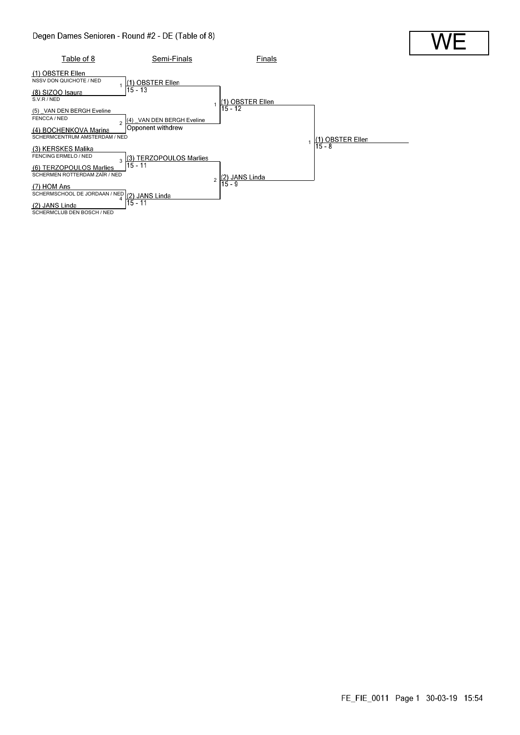# Degen Dames Senioren - Round #2 - DE (Table of 8)

**WE**

## Table of 8

| Table of 8 | Semi-Finals | Finals | Winner |
|---|---|---|---|
| (1) OBSTER Ellen — NSSV DON QUICHOTE / NED | | | |
| (8) SIZOO Isaura — S.V.R / NED | 1 (1) OBSTER Ellen 15 - 13 | | |
| (5) _VAN DEN BERGH Eveline — FENCCA / NED | | 1 (1) OBSTER Ellen 15 - 12 | |
| (4) BOCHENKOVA Marina — SCHERMCENTRUM AMSTERDAM / NED | 2 (4) _VAN DEN BERGH Eveline Opponent withdrew | | |
| (3) KERSKES Malika — FENCING ERMELO / NED | | | 1 (1) OBSTER Ellen 15 - 8 |
| (6) TERZOPOULOS Marlies — SCHERMEN ROTTERDAM ZAÏR / NED | 3 (3) TERZOPOULOS Marlies 15 - 11 | | |
| (7) HOM Ans — SCHERMSCHOOL DE JORDAAN / NED | | 2 (2) JANS Linda 15 - 9 | |
| (2) JANS Linda — SCHERMCLUB DEN BOSCH / NED | 4 (2) JANS Linda 15 - 11 | | |

FE_FIE_0011 Page 1 30-03-19 15:54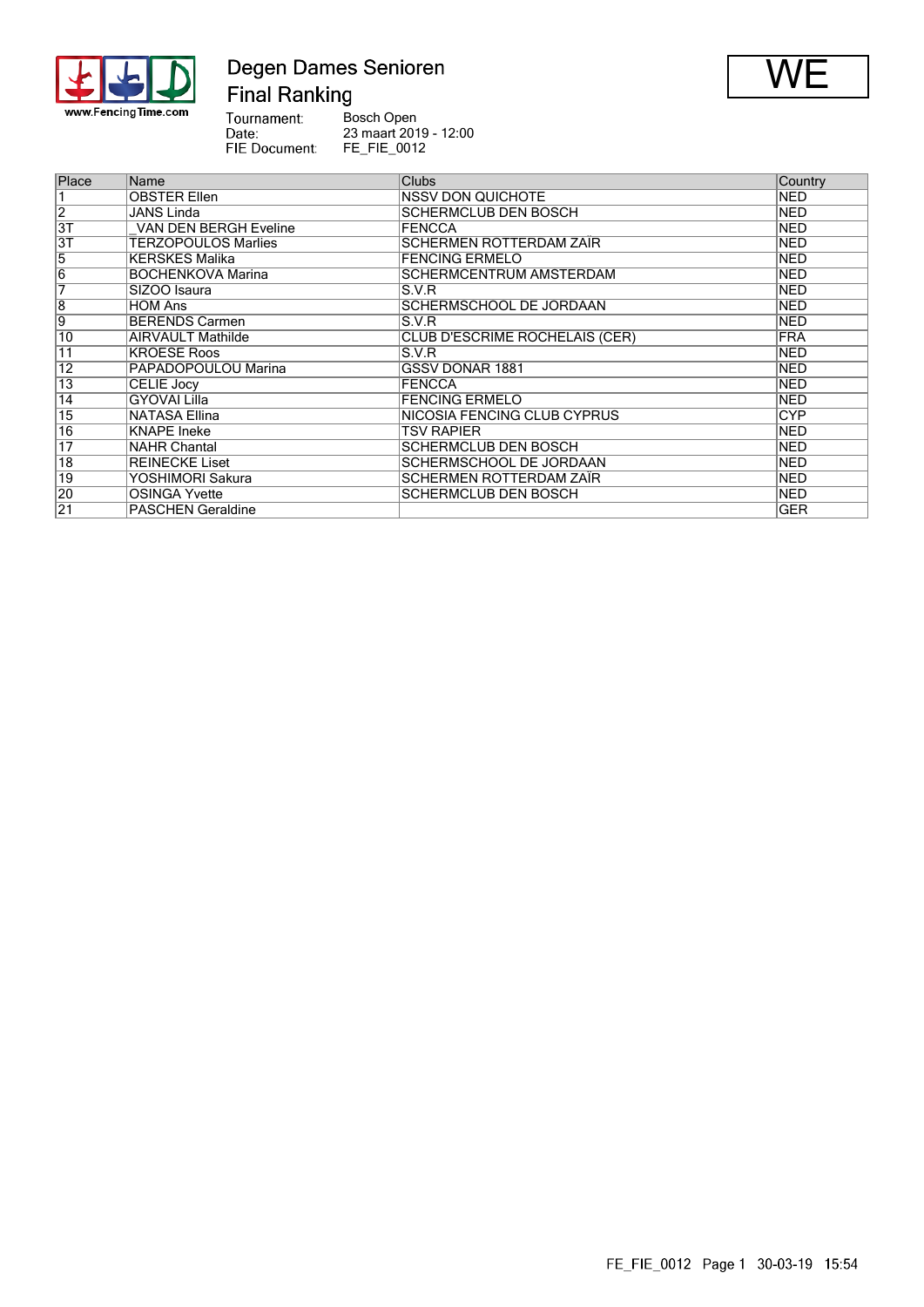# Degen Dames Senioren

## Final Ranking

WE

Tournament: Bosch Open
Date: 23 maart 2019 - 12:00
FIE Document: FE_FIE_0012

| Place | Name | Clubs | Country |
|---|---|---|---|
| 1 | OBSTER Ellen | NSSV DON QUICHOTE | NED |
| 2 | JANS Linda | SCHERMCLUB DEN BOSCH | NED |
| 3T | _VAN DEN BERGH Eveline | FENCCA | NED |
| 3T | TERZOPOULOS Marlies | SCHERMEN ROTTERDAM ZAÏR | NED |
| 5 | KERSKES Malika | FENCING ERMELO | NED |
| 6 | BOCHENKOVA Marina | SCHERMCENTRUM AMSTERDAM | NED |
| 7 | SIZOO Isaura | S.V.R | NED |
| 8 | HOM Ans | SCHERMSCHOOL DE JORDAAN | NED |
| 9 | BERENDS Carmen | S.V.R | NED |
| 10 | AIRVAULT Mathilde | CLUB D'ESCRIME ROCHELAIS (CER) | FRA |
| 11 | KROESE Roos | S.V.R | NED |
| 12 | PAPADOPOULOU Marina | GSSV DONAR 1881 | NED |
| 13 | CELIE Jocy | FENCCA | NED |
| 14 | GYOVAI Lilla | FENCING ERMELO | NED |
| 15 | NATASA Ellina | NICOSIA FENCING CLUB CYPRUS | CYP |
| 16 | KNAPE Ineke | TSV RAPIER | NED |
| 17 | NAHR Chantal | SCHERMCLUB DEN BOSCH | NED |
| 18 | REINECKE Liset | SCHERMSCHOOL DE JORDAAN | NED |
| 19 | YOSHIMORI Sakura | SCHERMEN ROTTERDAM ZAÏR | NED |
| 20 | OSINGA Yvette | SCHERMCLUB DEN BOSCH | NED |
| 21 | PASCHEN Geraldine | | GER |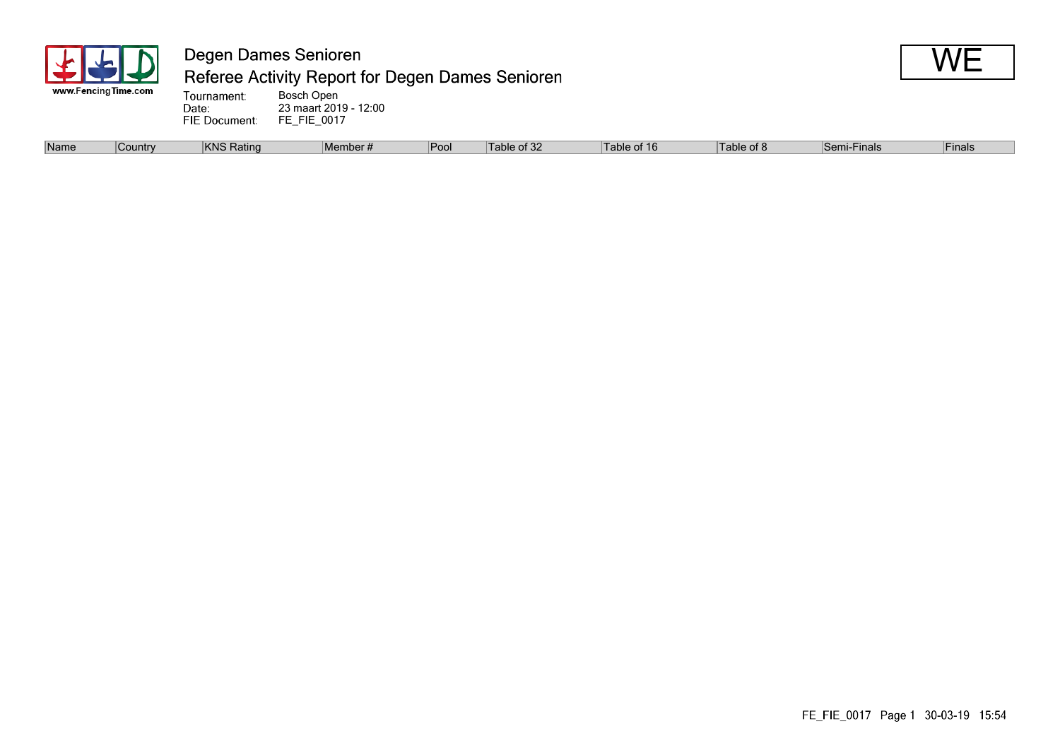# Degen Dames Senioren

## Referee Activity Report for Degen Dames Senioren

WE

Tournament: Bosch Open
Date: 23 maart 2019 - 12:00
FIE Document: FE_FIE_0017

| Name | Country | KNS Rating | Member # | Pool | Table of 32 | Table of 16 | Table of 8 | Semi-Finals | Finals |
|---|---|---|---|---|---|---|---|---|---|